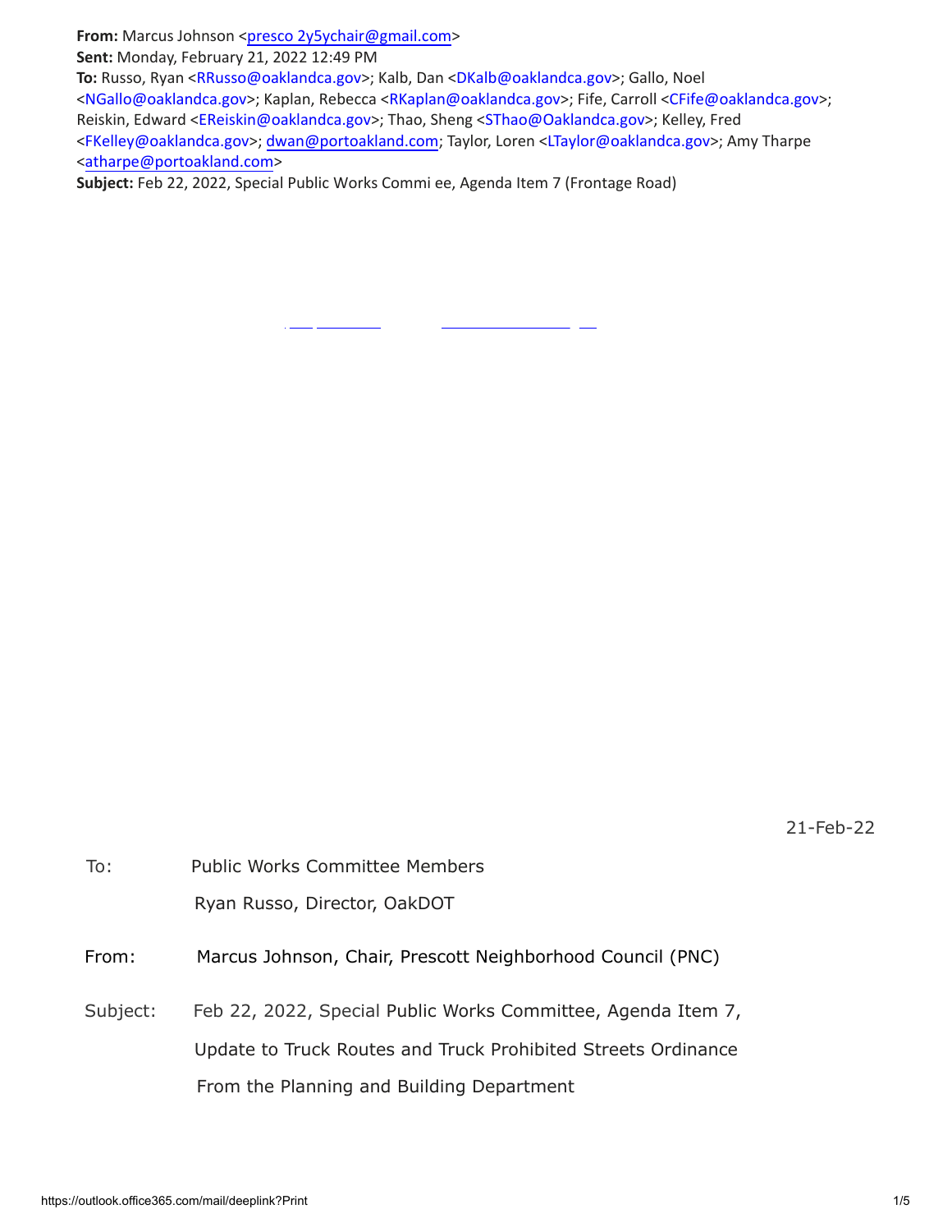**From:** Marcus Johnson <presco 2y5ychair@gmail.com>
**Sent:** Monday, February 21, 2022 12:49 PM
**To:** Russo, Ryan <RRusso@oaklandca.gov>; Kalb, Dan <DKalb@oaklandca.gov>; Gallo, Noel <NGallo@oaklandca.gov>; Kaplan, Rebecca <RKaplan@oaklandca.gov>; Fife, Carroll <CFife@oaklandca.gov>; Reiskin, Edward <EReiskin@oaklandca.gov>; Thao, Sheng <SThao@Oaklandca.gov>; Kelley, Fred <FKelley@oaklandca.gov>; dwan@portoakland.com; Taylor, Loren <LTaylor@oaklandca.gov>; Amy Tharpe <atharpe@portoakland.com>
**Subject:** Feb 22, 2022, Special Public Works Commi ee, Agenda Item 7 (Frontage Road)

21-Feb-22

To: Public Works Committee Members

Ryan Russo, Director, OakDOT

From: Marcus Johnson, Chair, Prescott Neighborhood Council (PNC)

Subject: Feb 22, 2022, Special Public Works Committee, Agenda Item 7,

Update to Truck Routes and Truck Prohibited Streets Ordinance

From the Planning and Building Department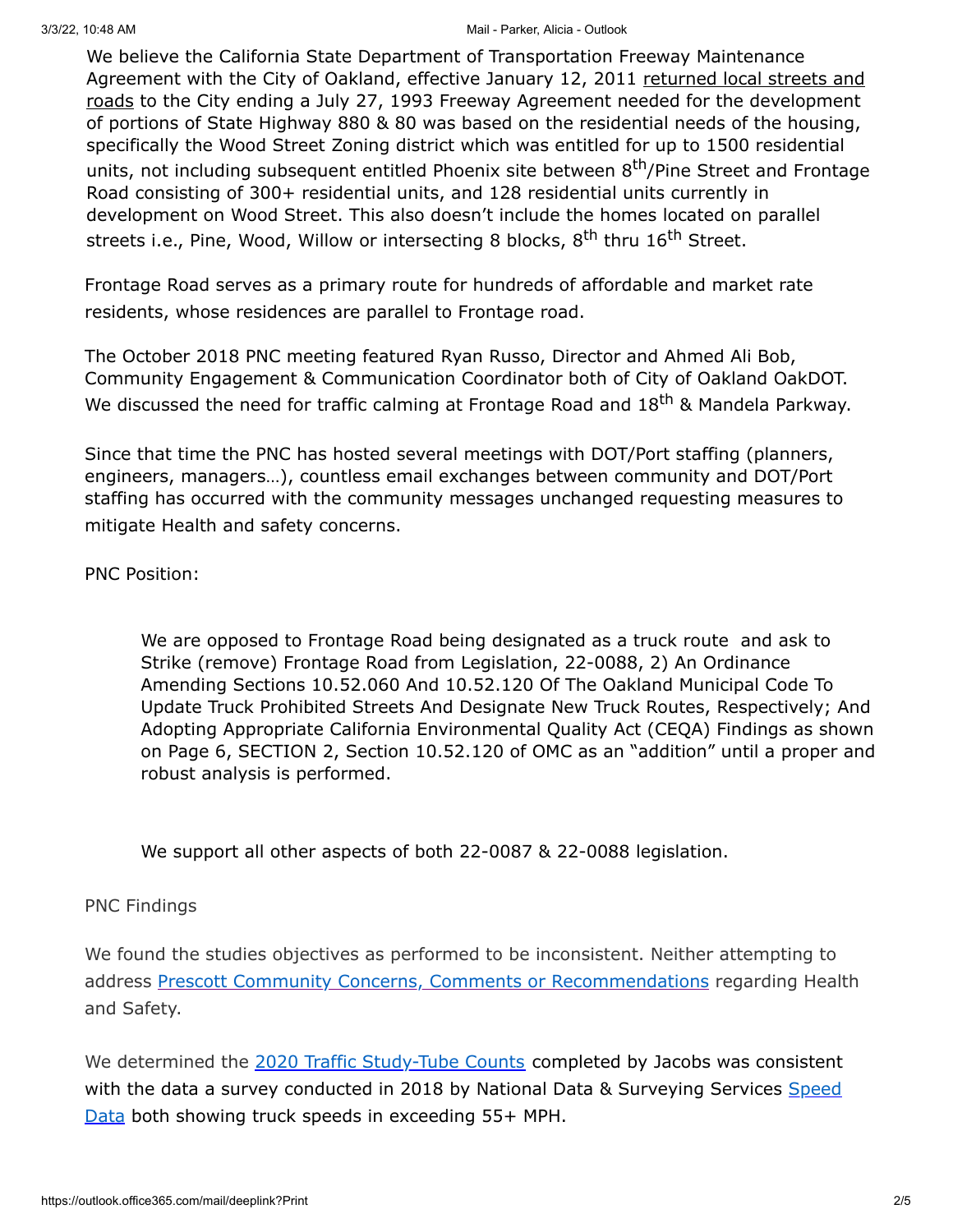We believe the California State Department of Transportation Freeway Maintenance Agreement with the City of Oakland, effective January 12, 2011 returned local streets and roads to the City ending a July 27, 1993 Freeway Agreement needed for the development of portions of State Highway 880 & 80 was based on the residential needs of the housing, specifically the Wood Street Zoning district which was entitled for up to 1500 residential units, not including subsequent entitled Phoenix site between 8th/Pine Street and Frontage Road consisting of 300+ residential units, and 128 residential units currently in development on Wood Street. This also doesn't include the homes located on parallel streets i.e., Pine, Wood, Willow or intersecting 8 blocks, 8th thru 16th Street.

Frontage Road serves as a primary route for hundreds of affordable and market rate residents, whose residences are parallel to Frontage road.

The October 2018 PNC meeting featured Ryan Russo, Director and Ahmed Ali Bob, Community Engagement & Communication Coordinator both of City of Oakland OakDOT. We discussed the need for traffic calming at Frontage Road and 18th & Mandela Parkway.

Since that time the PNC has hosted several meetings with DOT/Port staffing (planners, engineers, managers…), countless email exchanges between community and DOT/Port staffing has occurred with the community messages unchanged requesting measures to mitigate Health and safety concerns.

PNC Position:

> We are opposed to Frontage Road being designated as a truck route and ask to Strike (remove) Frontage Road from Legislation, 22-0088, 2) An Ordinance Amending Sections 10.52.060 And 10.52.120 Of The Oakland Municipal Code To Update Truck Prohibited Streets And Designate New Truck Routes, Respectively; And Adopting Appropriate California Environmental Quality Act (CEQA) Findings as shown on Page 6, SECTION 2, Section 10.52.120 of OMC as an "addition" until a proper and robust analysis is performed.
>
> We support all other aspects of both 22-0087 & 22-0088 legislation.

PNC Findings

We found the studies objectives as performed to be inconsistent. Neither attempting to address Prescott Community Concerns, Comments or Recommendations regarding Health and Safety.

We determined the 2020 Traffic Study-Tube Counts completed by Jacobs was consistent with the data a survey conducted in 2018 by National Data & Surveying Services Speed Data both showing truck speeds in exceeding 55+ MPH.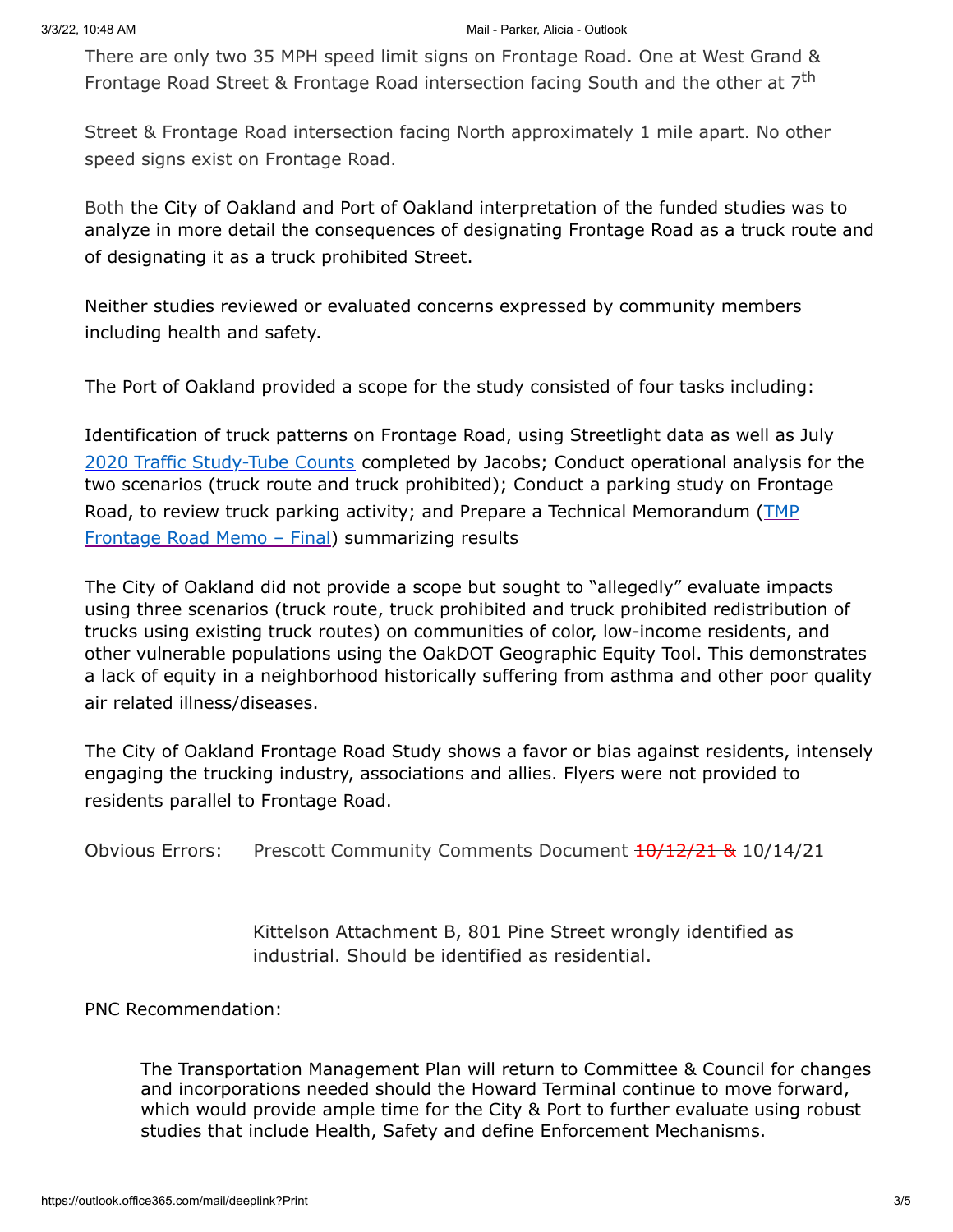There are only two 35 MPH speed limit signs on Frontage Road. One at West Grand & Frontage Road Street & Frontage Road intersection facing South and the other at 7th Street & Frontage Road intersection facing North approximately 1 mile apart. No other speed signs exist on Frontage Road.

Both the City of Oakland and Port of Oakland interpretation of the funded studies was to analyze in more detail the consequences of designating Frontage Road as a truck route and of designating it as a truck prohibited Street.

Neither studies reviewed or evaluated concerns expressed by community members including health and safety.

The Port of Oakland provided a scope for the study consisted of four tasks including:

Identification of truck patterns on Frontage Road, using Streetlight data as well as July [2020 Traffic Study-Tube Counts] completed by Jacobs; Conduct operational analysis for the two scenarios (truck route and truck prohibited); Conduct a parking study on Frontage Road, to review truck parking activity; and Prepare a Technical Memorandum ([TMP Frontage Road Memo – Final]) summarizing results

The City of Oakland did not provide a scope but sought to "allegedly" evaluate impacts using three scenarios (truck route, truck prohibited and truck prohibited redistribution of trucks using existing truck routes) on communities of color, low-income residents, and other vulnerable populations using the OakDOT Geographic Equity Tool. This demonstrates a lack of equity in a neighborhood historically suffering from asthma and other poor quality air related illness/diseases.

The City of Oakland Frontage Road Study shows a favor or bias against residents, intensely engaging the trucking industry, associations and allies. Flyers were not provided to residents parallel to Frontage Road.

Obvious Errors: Prescott Community Comments Document ~~10/12/21 &~~ 10/14/21

Kittelson Attachment B, 801 Pine Street wrongly identified as industrial. Should be identified as residential.

PNC Recommendation:

> The Transportation Management Plan will return to Committee & Council for changes and incorporations needed should the Howard Terminal continue to move forward, which would provide ample time for the City & Port to further evaluate using robust studies that include Health, Safety and define Enforcement Mechanisms.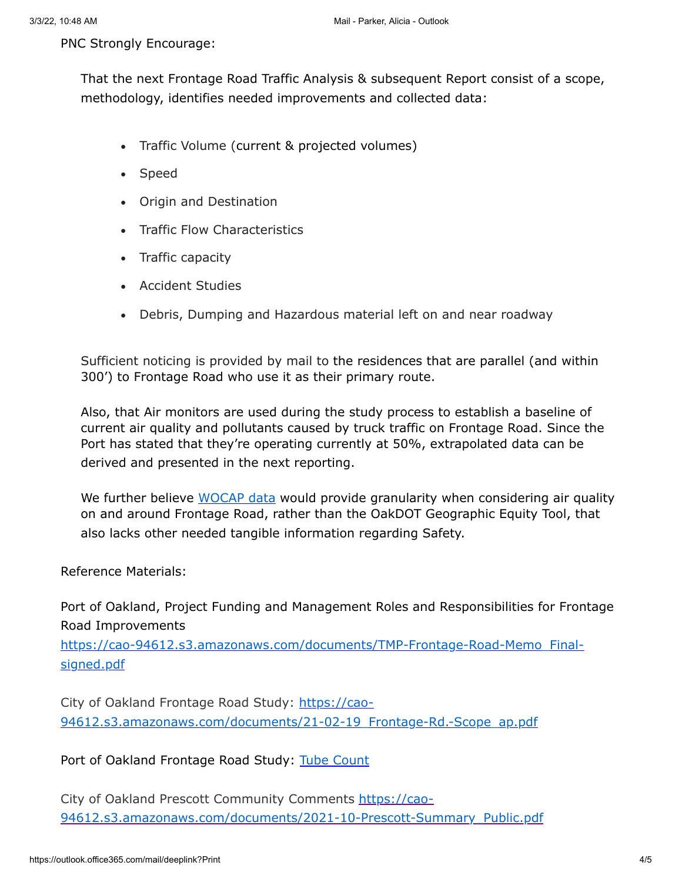PNC Strongly Encourage:

That the next Frontage Road Traffic Analysis & subsequent Report consist of a scope, methodology, identifies needed improvements and collected data:

- Traffic Volume (current & projected volumes)
- Speed
- Origin and Destination
- Traffic Flow Characteristics
- Traffic capacity
- Accident Studies
- Debris, Dumping and Hazardous material left on and near roadway

Sufficient noticing is provided by mail to the residences that are parallel (and within 300') to Frontage Road who use it as their primary route.

Also, that Air monitors are used during the study process to establish a baseline of current air quality and pollutants caused by truck traffic on Frontage Road. Since the Port has stated that they're operating currently at 50%, extrapolated data can be derived and presented in the next reporting.

We further believe [WOCAP data]() would provide granularity when considering air quality on and around Frontage Road, rather than the OakDOT Geographic Equity Tool, that also lacks other needed tangible information regarding Safety.

Reference Materials:

Port of Oakland, Project Funding and Management Roles and Responsibilities for Frontage Road Improvements
https://cao-94612.s3.amazonaws.com/documents/TMP-Frontage-Road-Memo_Final-signed.pdf

City of Oakland Frontage Road Study: https://cao-94612.s3.amazonaws.com/documents/21-02-19_Frontage-Rd.-Scope_ap.pdf

Port of Oakland Frontage Road Study: [Tube Count]()

City of Oakland Prescott Community Comments https://cao-94612.s3.amazonaws.com/documents/2021-10-Prescott-Summary_Public.pdf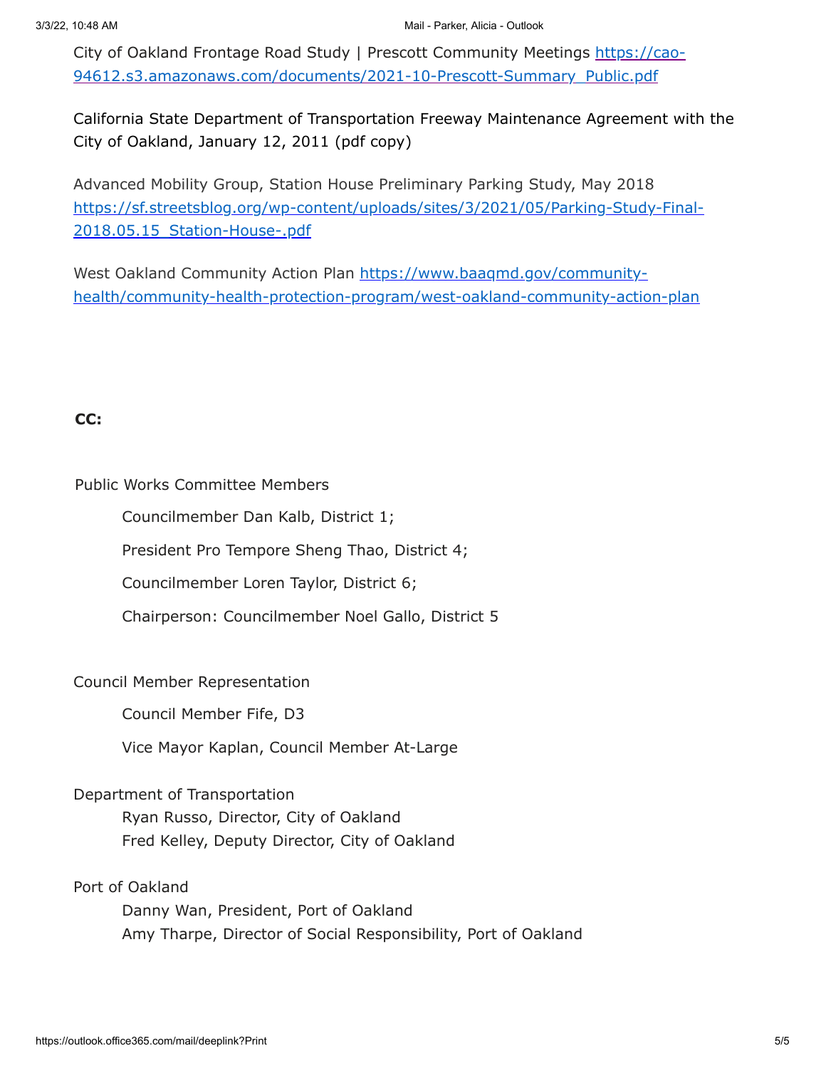City of Oakland Frontage Road Study | Prescott Community Meetings https://cao-94612.s3.amazonaws.com/documents/2021-10-Prescott-Summary_Public.pdf

California State Department of Transportation Freeway Maintenance Agreement with the City of Oakland, January 12, 2011 (pdf copy)

Advanced Mobility Group, Station House Preliminary Parking Study, May 2018 https://sf.streetsblog.org/wp-content/uploads/sites/3/2021/05/Parking-Study-Final-2018.05.15_Station-House-.pdf

West Oakland Community Action Plan https://www.baaqmd.gov/community-health/community-health-protection-program/west-oakland-community-action-plan

**CC:**

Public Works Committee Members

- Councilmember Dan Kalb, District 1;
- President Pro Tempore Sheng Thao, District 4;
- Councilmember Loren Taylor, District 6;
- Chairperson: Councilmember Noel Gallo, District 5

Council Member Representation

- Council Member Fife, D3
- Vice Mayor Kaplan, Council Member At-Large

Department of Transportation

- Ryan Russo, Director, City of Oakland
- Fred Kelley, Deputy Director, City of Oakland

Port of Oakland

- Danny Wan, President, Port of Oakland
- Amy Tharpe, Director of Social Responsibility, Port of Oakland